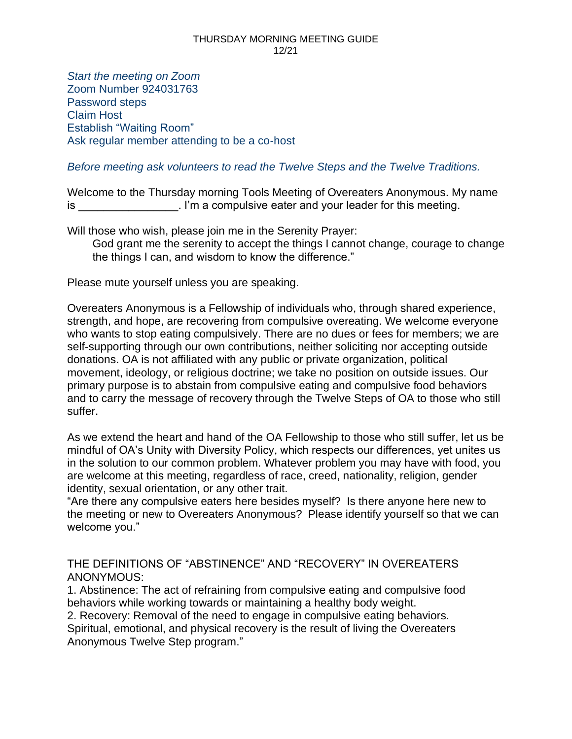# THURSDAY MORNING MEETING GUIDE
12/21

*Start the meeting on Zoom*
Zoom Number 924031763
Password steps
Claim Host
Establish "Waiting Room"
Ask regular member attending to be a co-host

*Before meeting ask volunteers to read the Twelve Steps and the Twelve Traditions.*

Welcome to the Thursday morning Tools Meeting of Overeaters Anonymous. My name is ________________. I'm a compulsive eater and your leader for this meeting.

Will those who wish, please join me in the Serenity Prayer:

> God grant me the serenity to accept the things I cannot change, courage to change the things I can, and wisdom to know the difference."

Please mute yourself unless you are speaking.

Overeaters Anonymous is a Fellowship of individuals who, through shared experience, strength, and hope, are recovering from compulsive overeating. We welcome everyone who wants to stop eating compulsively. There are no dues or fees for members; we are self-supporting through our own contributions, neither soliciting nor accepting outside donations. OA is not affiliated with any public or private organization, political movement, ideology, or religious doctrine; we take no position on outside issues. Our primary purpose is to abstain from compulsive eating and compulsive food behaviors and to carry the message of recovery through the Twelve Steps of OA to those who still suffer.

As we extend the heart and hand of the OA Fellowship to those who still suffer, let us be mindful of OA's Unity with Diversity Policy, which respects our differences, yet unites us in the solution to our common problem. Whatever problem you may have with food, you are welcome at this meeting, regardless of race, creed, nationality, religion, gender identity, sexual orientation, or any other trait.
"Are there any compulsive eaters here besides myself? Is there anyone here new to the meeting or new to Overeaters Anonymous? Please identify yourself so that we can welcome you."

THE DEFINITIONS OF "ABSTINENCE" AND "RECOVERY" IN OVEREATERS ANONYMOUS:

1. Abstinence: The act of refraining from compulsive eating and compulsive food behaviors while working towards or maintaining a healthy body weight.
2. Recovery: Removal of the need to engage in compulsive eating behaviors. Spiritual, emotional, and physical recovery is the result of living the Overeaters Anonymous Twelve Step program."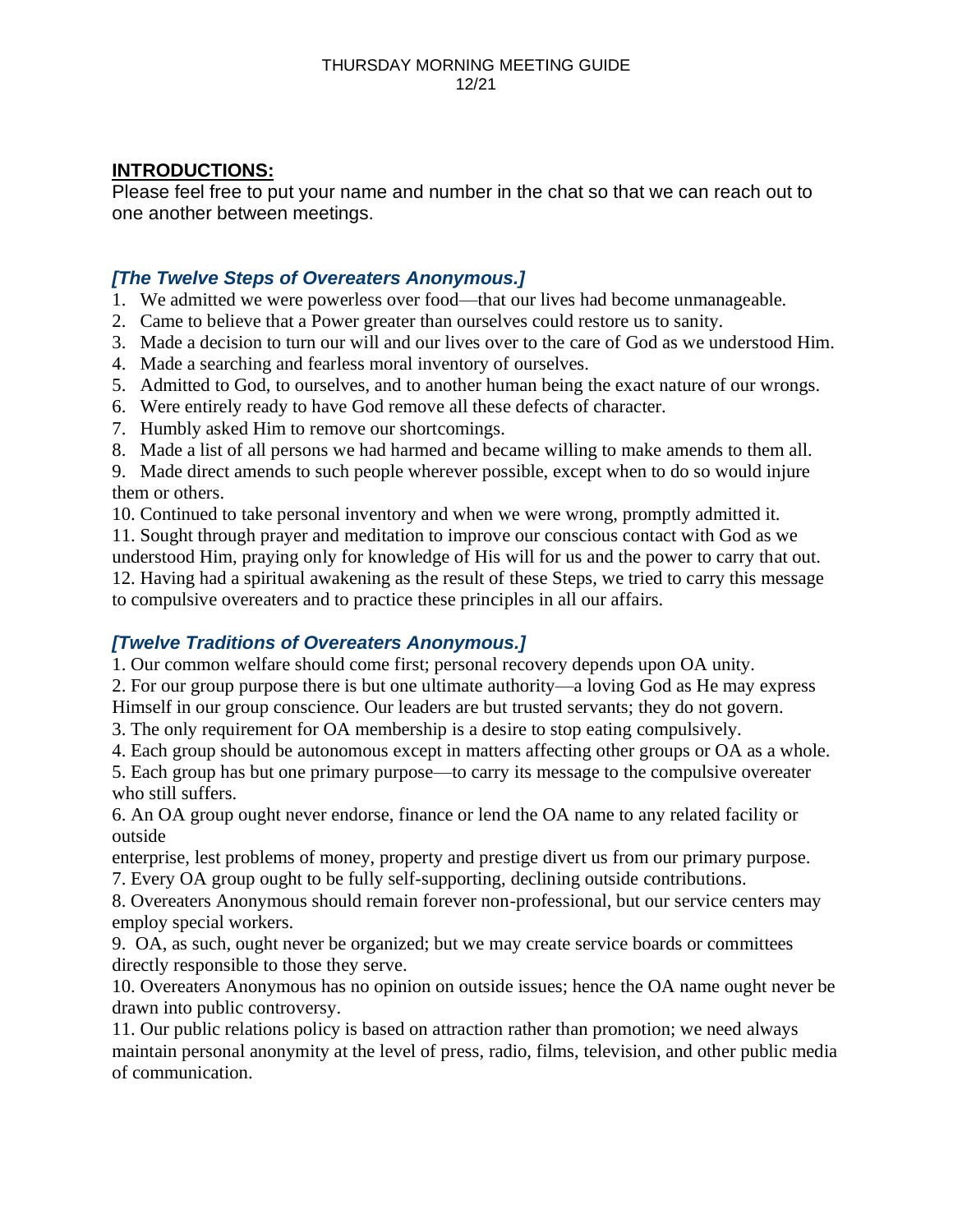## INTRODUCTIONS:

Please feel free to put your name and number in the chat so that we can reach out to one another between meetings.

### *[The Twelve Steps of Overeaters Anonymous.]*

1. We admitted we were powerless over food—that our lives had become unmanageable.
2. Came to believe that a Power greater than ourselves could restore us to sanity.
3. Made a decision to turn our will and our lives over to the care of God as we understood Him.
4. Made a searching and fearless moral inventory of ourselves.
5. Admitted to God, to ourselves, and to another human being the exact nature of our wrongs.
6. Were entirely ready to have God remove all these defects of character.
7. Humbly asked Him to remove our shortcomings.
8. Made a list of all persons we had harmed and became willing to make amends to them all.
9. Made direct amends to such people wherever possible, except when to do so would injure them or others.
10. Continued to take personal inventory and when we were wrong, promptly admitted it.
11. Sought through prayer and meditation to improve our conscious contact with God as we understood Him, praying only for knowledge of His will for us and the power to carry that out.
12. Having had a spiritual awakening as the result of these Steps, we tried to carry this message to compulsive overeaters and to practice these principles in all our affairs.

### *[Twelve Traditions of Overeaters Anonymous.]*

1. Our common welfare should come first; personal recovery depends upon OA unity.
2. For our group purpose there is but one ultimate authority—a loving God as He may express Himself in our group conscience. Our leaders are but trusted servants; they do not govern.
3. The only requirement for OA membership is a desire to stop eating compulsively.
4. Each group should be autonomous except in matters affecting other groups or OA as a whole.
5. Each group has but one primary purpose—to carry its message to the compulsive overeater who still suffers.
6. An OA group ought never endorse, finance or lend the OA name to any related facility or outside enterprise, lest problems of money, property and prestige divert us from our primary purpose.
7. Every OA group ought to be fully self-supporting, declining outside contributions.
8. Overeaters Anonymous should remain forever non-professional, but our service centers may employ special workers.
9. OA, as such, ought never be organized; but we may create service boards or committees directly responsible to those they serve.
10. Overeaters Anonymous has no opinion on outside issues; hence the OA name ought never be drawn into public controversy.
11. Our public relations policy is based on attraction rather than promotion; we need always maintain personal anonymity at the level of press, radio, films, television, and other public media of communication.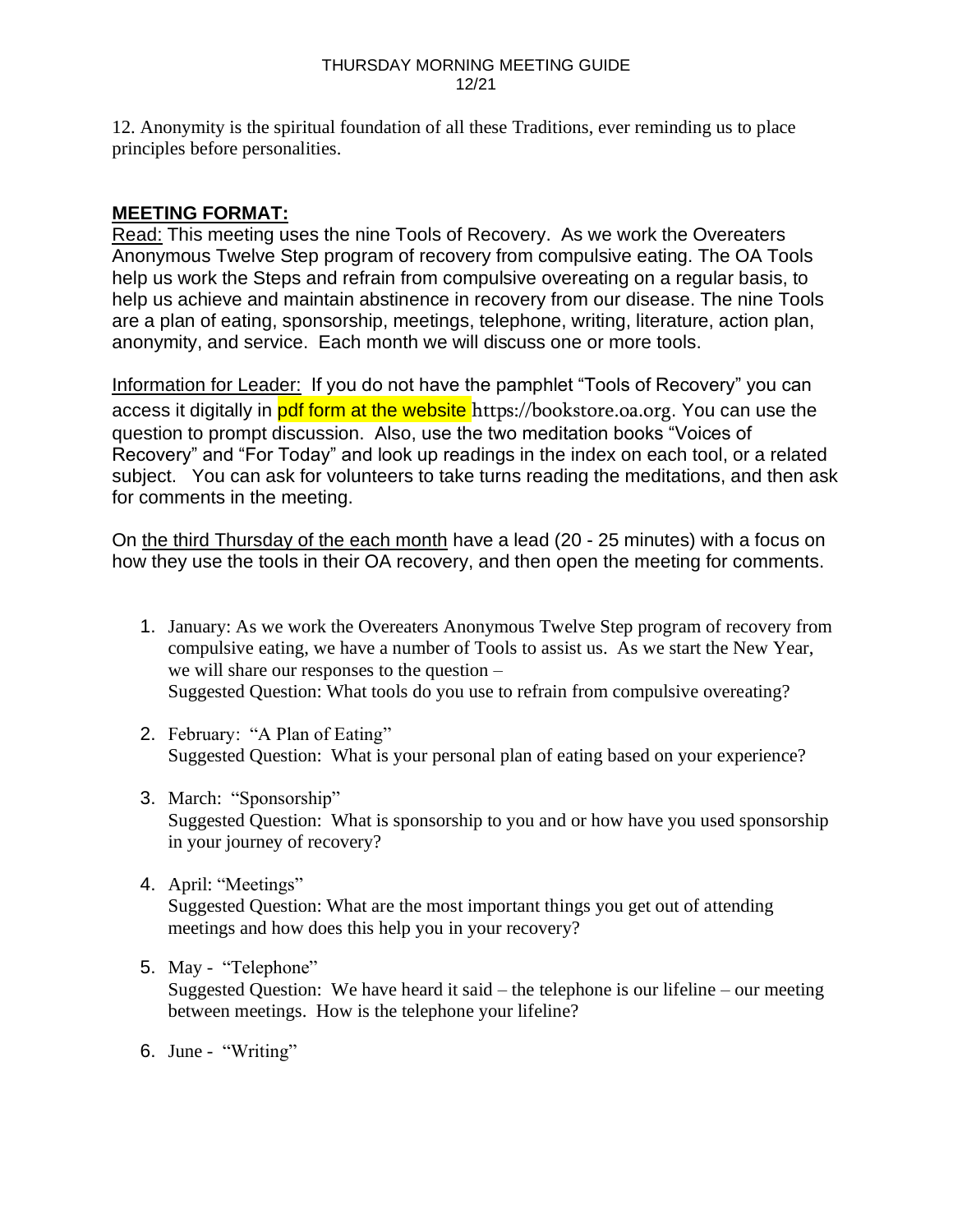12. Anonymity is the spiritual foundation of all these Traditions, ever reminding us to place principles before personalities.

**MEETING FORMAT:**

Read: This meeting uses the nine Tools of Recovery. As we work the Overeaters Anonymous Twelve Step program of recovery from compulsive eating. The OA Tools help us work the Steps and refrain from compulsive overeating on a regular basis, to help us achieve and maintain abstinence in recovery from our disease. The nine Tools are a plan of eating, sponsorship, meetings, telephone, writing, literature, action plan, anonymity, and service. Each month we will discuss one or more tools.

Information for Leader: If you do not have the pamphlet "Tools of Recovery" you can access it digitally in pdf form at the website https://bookstore.oa.org. You can use the question to prompt discussion. Also, use the two meditation books "Voices of Recovery" and "For Today" and look up readings in the index on each tool, or a related subject. You can ask for volunteers to take turns reading the meditations, and then ask for comments in the meeting.

On the third Thursday of the each month have a lead (20 - 25 minutes) with a focus on how they use the tools in their OA recovery, and then open the meeting for comments.

1. January: As we work the Overeaters Anonymous Twelve Step program of recovery from compulsive eating, we have a number of Tools to assist us. As we start the New Year, we will share our responses to the question –
   Suggested Question: What tools do you use to refrain from compulsive overeating?

2. February: "A Plan of Eating"
   Suggested Question: What is your personal plan of eating based on your experience?

3. March: "Sponsorship"
   Suggested Question: What is sponsorship to you and or how have you used sponsorship in your journey of recovery?

4. April: "Meetings"
   Suggested Question: What are the most important things you get out of attending meetings and how does this help you in your recovery?

5. May - "Telephone"
   Suggested Question: We have heard it said – the telephone is our lifeline – our meeting between meetings. How is the telephone your lifeline?

6. June - "Writing"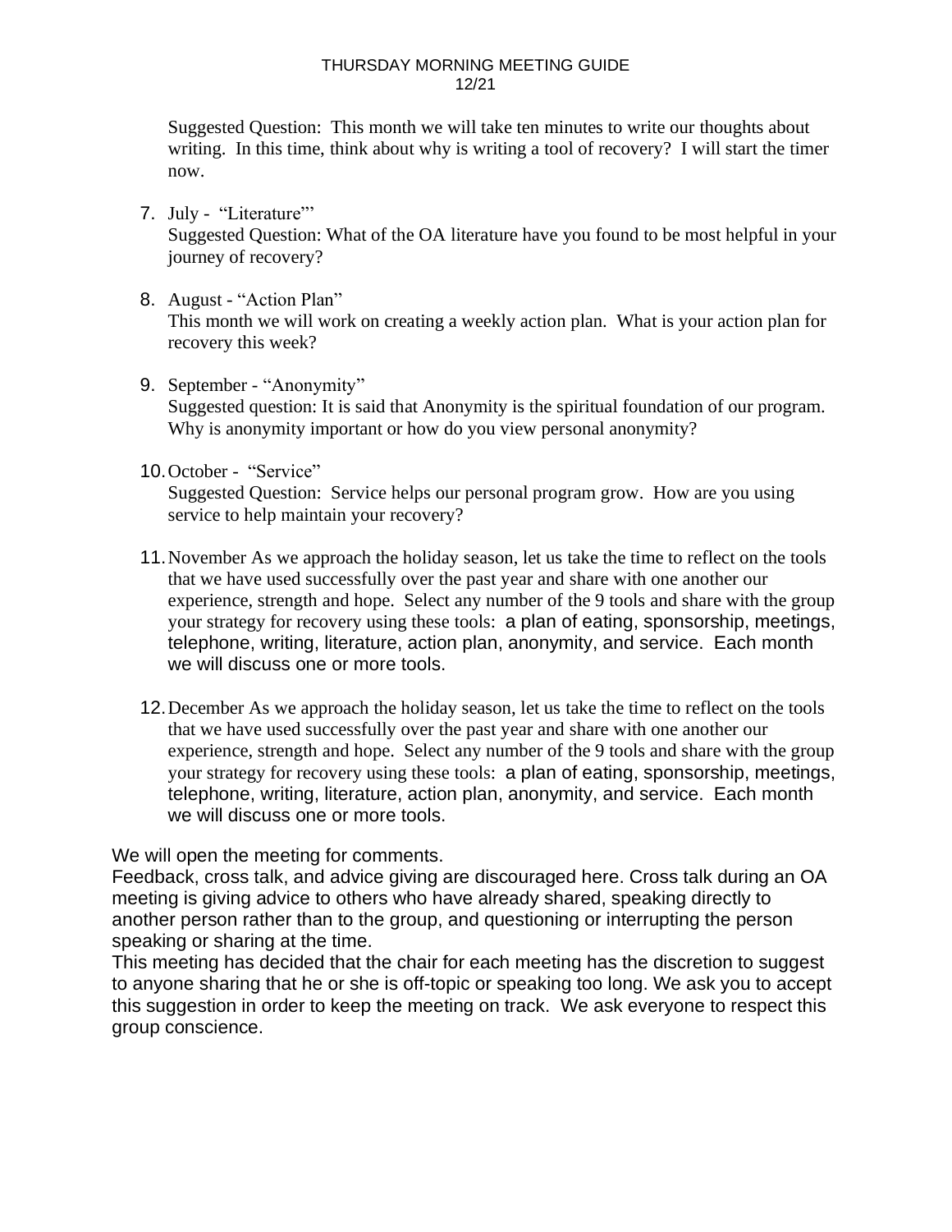Suggested Question: This month we will take ten minutes to write our thoughts about writing. In this time, think about why is writing a tool of recovery? I will start the timer now.

7. July - "Literature"'
   Suggested Question: What of the OA literature have you found to be most helpful in your journey of recovery?

8. August - "Action Plan"
   This month we will work on creating a weekly action plan. What is your action plan for recovery this week?

9. September - "Anonymity"
   Suggested question: It is said that Anonymity is the spiritual foundation of our program. Why is anonymity important or how do you view personal anonymity?

10. October - "Service"
    Suggested Question: Service helps our personal program grow. How are you using service to help maintain your recovery?

11. November As we approach the holiday season, let us take the time to reflect on the tools that we have used successfully over the past year and share with one another our experience, strength and hope. Select any number of the 9 tools and share with the group your strategy for recovery using these tools: a plan of eating, sponsorship, meetings, telephone, writing, literature, action plan, anonymity, and service. Each month we will discuss one or more tools.

12. December As we approach the holiday season, let us take the time to reflect on the tools that we have used successfully over the past year and share with one another our experience, strength and hope. Select any number of the 9 tools and share with the group your strategy for recovery using these tools: a plan of eating, sponsorship, meetings, telephone, writing, literature, action plan, anonymity, and service. Each month we will discuss one or more tools.

We will open the meeting for comments.
Feedback, cross talk, and advice giving are discouraged here. Cross talk during an OA meeting is giving advice to others who have already shared, speaking directly to another person rather than to the group, and questioning or interrupting the person speaking or sharing at the time.
This meeting has decided that the chair for each meeting has the discretion to suggest to anyone sharing that he or she is off-topic or speaking too long. We ask you to accept this suggestion in order to keep the meeting on track. We ask everyone to respect this group conscience.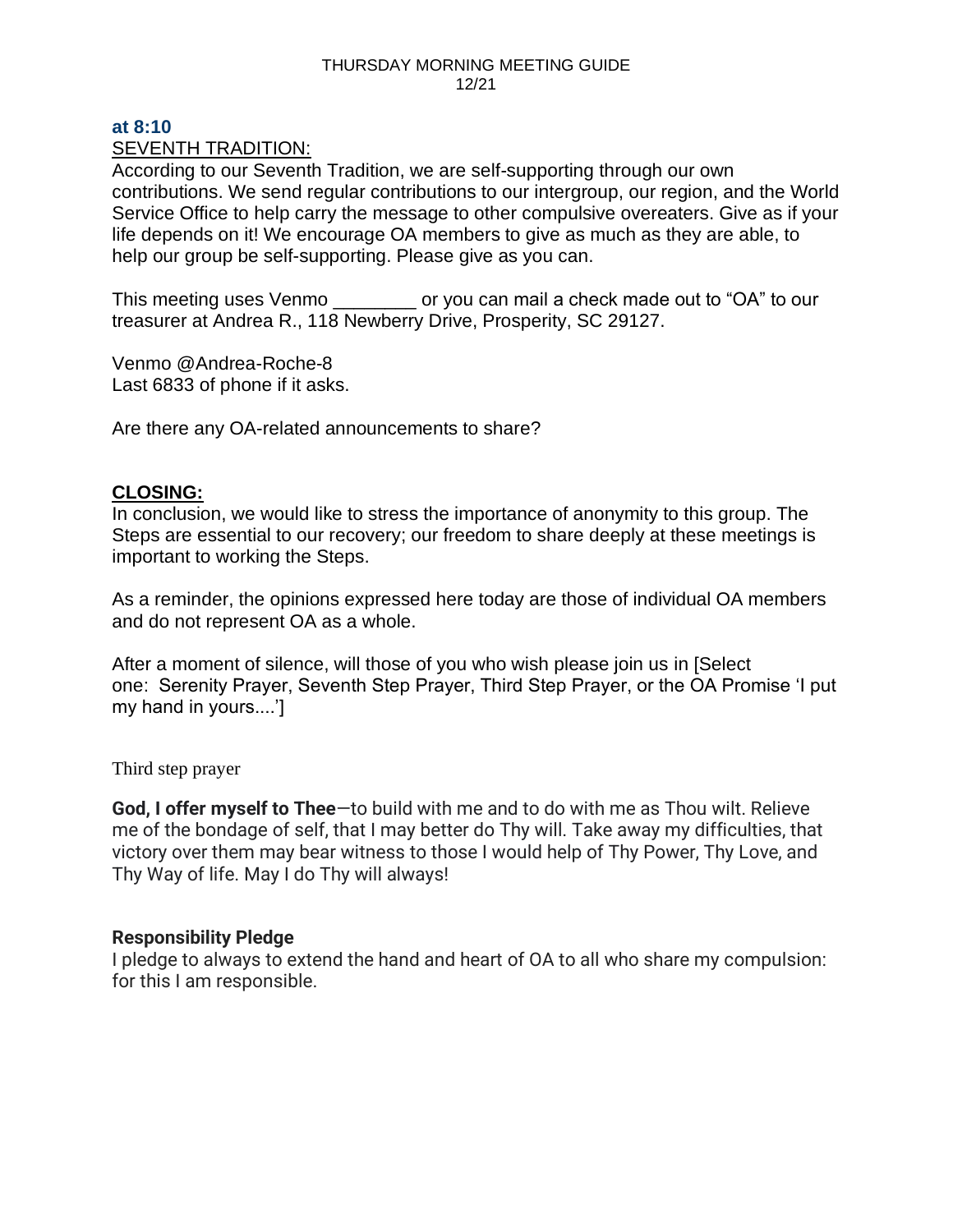THURSDAY MORNING MEETING GUIDE
12/21

**at 8:10**

SEVENTH TRADITION:

According to our Seventh Tradition, we are self-supporting through our own contributions. We send regular contributions to our intergroup, our region, and the World Service Office to help carry the message to other compulsive overeaters. Give as if your life depends on it! We encourage OA members to give as much as they are able, to help our group be self-supporting. Please give as you can.

This meeting uses Venmo ________ or you can mail a check made out to “OA” to our treasurer at Andrea R., 118 Newberry Drive, Prosperity, SC 29127.

Venmo @Andrea-Roche-8
Last 6833 of phone if it asks.

Are there any OA-related announcements to share?

**CLOSING:**

In conclusion, we would like to stress the importance of anonymity to this group. The Steps are essential to our recovery; our freedom to share deeply at these meetings is important to working the Steps.

As a reminder, the opinions expressed here today are those of individual OA members and do not represent OA as a whole.

After a moment of silence, will those of you who wish please join us in [Select one: Serenity Prayer, Seventh Step Prayer, Third Step Prayer, or the OA Promise ‘I put my hand in yours....’]

Third step prayer

**God, I offer myself to Thee**—to build with me and to do with me as Thou wilt. Relieve me of the bondage of self, that I may better do Thy will. Take away my difficulties, that victory over them may bear witness to those I would help of Thy Power, Thy Love, and Thy Way of life. May I do Thy will always!

**Responsibility Pledge**

I pledge to always to extend the hand and heart of OA to all who share my compulsion: for this I am responsible.